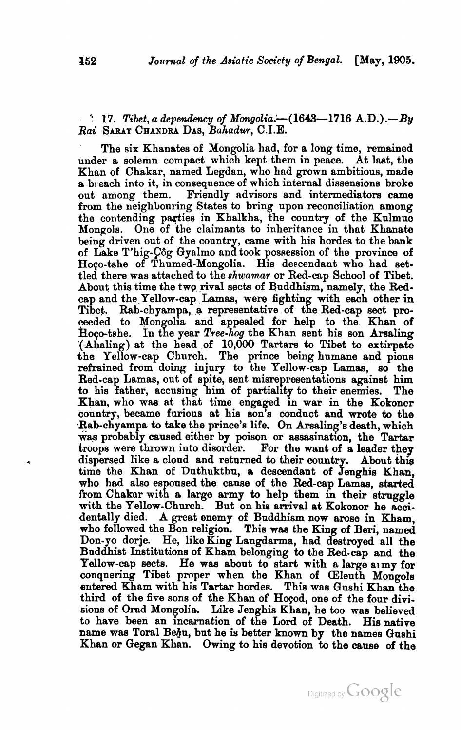## 17. *Tibet, a dependency of Mongolia.*—(1643—1716 A.D.).—*By Rai* SARAT CHANDRA DAS, *Bahadur*, C.I.E.

The six Khanates of Mongolia had, for a long time, remained under a solemn compact which kept them in peace. At last, the Khan of Chakar, named Legdan, who had grown ambitious, made a breach into it, in consequence of which internal dissensions broke out among them. Friendly advisors and intermediators came from the neighbouring States to bring upon reconciliation among the contending parties in Khalkha, the country of the Kulmuc Mongols. One of the claimants to inheritance in that Khanate being driven out of the country, came with his hordes to the bank of Lake T'hig-Çôg Gyalmo and took possession of the province of Hoço-tshe of Thumed-Mongolia. His descendant who had settled there was attached to the *shwamar* or Red-cap School of Tibet. About this time the two rival sects of Buddhism, namely, the Red-cap and the Yellow-cap Lamas, were fighting with each other in Tibet. Rab-chyampa, a representative of the Red-cap sect proceeded to Mongolia and appealed for help to the Khan of Hoço-tshe. In the year *Tree-hog* the Khan sent his son Arsaling (Abaling) at the head of 10,000 Tartars to Tibet to extirpate the Yellow-cap Church. The prince being humane and pious refrained from doing injury to the Yellow-cap Lamas, so the Red-cap Lamas, out of spite, sent misrepresentations against him to his father, accusing him of partiality to their enemies. The Khan, who was at that time engaged in war in the Kokoncr country, became furious at his son's conduct and wrote to the Rab-chyampa to take the prince's life. On Arsaling's death, which was probably caused either by poison or assasination, the Tartar troops were thrown into disorder. For the want of a leader they dispersed like a cloud and returned to their country. About this time the Khan of Duthukthu, a descendant of Jenghis Khan, who had also espoused the cause of the Red-cap Lamas, started from Chakar with a large army to help them in their struggle with the Yellow-Church. But on his arrival at Kokonor he accidentally died. A great enemy of Buddhism now arose in Kham, who followed the Bon religion. This was the King of Beri, named Don-yo dorje. He, like King Langdarma, had destroyed all the Buddhist Institutions of Kham belonging to the Red-cap and the Yellow-cap sects. He was about to start with a large army for conquering Tibet proper when the Khan of Œleuth Mongols entered Kham with his Tartar hordes. This was Gushi Khan the third of the five sons of the Khan of Hoçod, one of the four divisions of Orad Mongolia. Like Jenghis Khan, he too was believed to have been an incarnation of the Lord of Death. His native name was Toral Behu, but he is better known by the names Gushi Khan or Gegan Khan. Owing to his devotion to the cause of the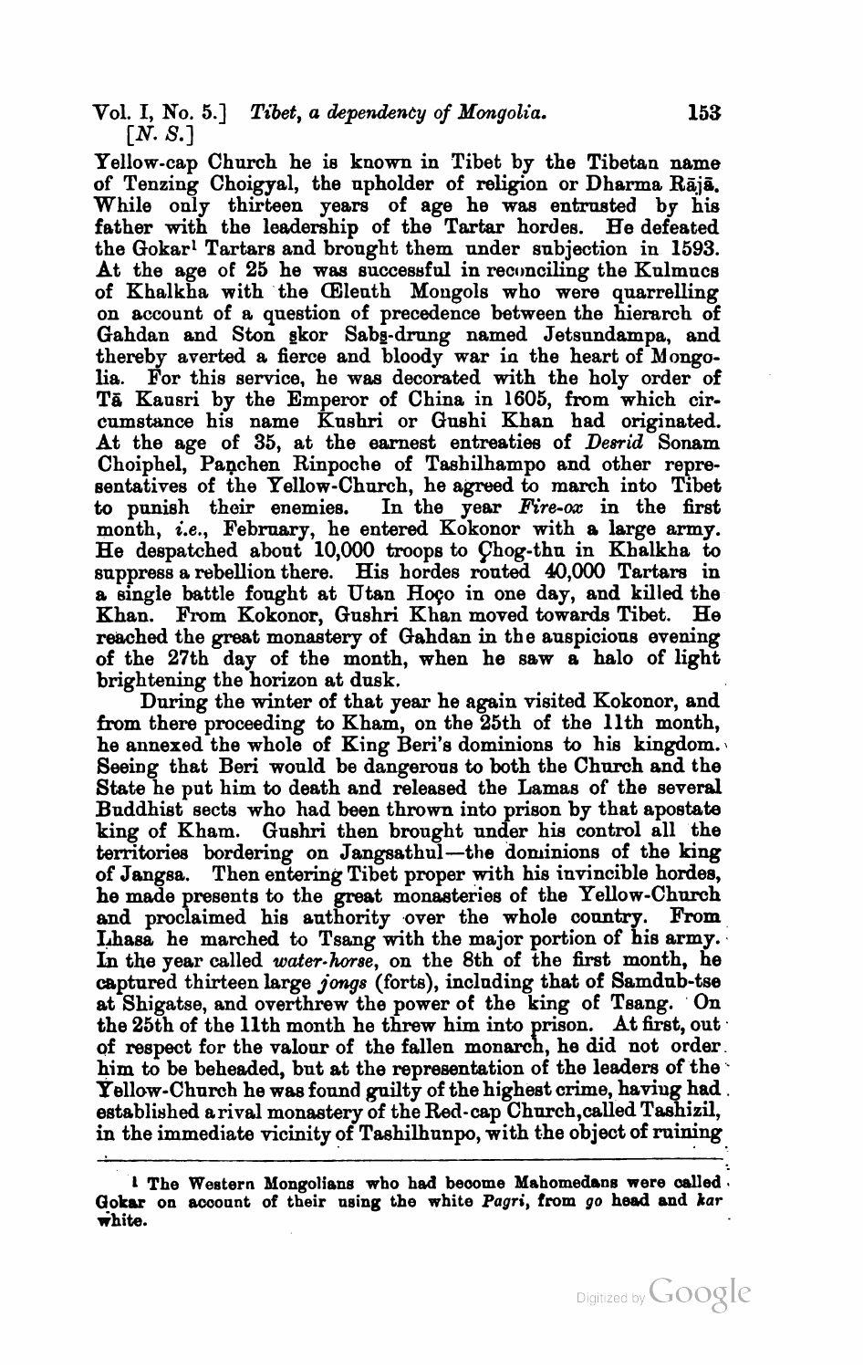Yellow-cap Church he is known in Tibet by the Tibetan name of Tenzing Choigyal, the upholder of religion or Dharma Rājā. While only thirteen years of age he was entrusted by his father with the leadership of the Tartar hordes. He defeated the Gokar[1] Tartars and brought them under subjection in 1593. At the age of 25 he was successful in reconciling the Kulmucs of Khalkha with the Œleuth Mongols who were quarrelling on account of a question of precedence between the hierarch of Gahdan and Ston ṡkor Sabṡ-drung named Jetsundampa, and thereby averted a fierce and bloody war in the heart of Mongolia. For this service, he was decorated with the holy order of Tā Kausri by the Emperor of China in 1605, from which circumstance his name Kushri or Gushi Khan had originated. At the age of 35, at the earnest entreaties of *Desrid* Sonam Choiphel, Paṇchen Rinpoche of Tashilhampo and other representatives of the Yellow-Church, he agreed to march into Tibet to punish their enemies. In the year *Fire-ox* in the first month, *i.e.*, February, he entered Kokonor with a large army. He despatched about 10,000 troops to Çhog-thu in Khalkha to suppress a rebellion there. His hordes routed 40,000 Tartars in a single battle fought at Utan Hoço in one day, and killed the Khan. From Kokonor, Gushri Khan moved towards Tibet. He reached the great monastery of Gahdan in the auspicious evening of the 27th day of the month, when he saw a halo of light brightening the horizon at dusk.

During the winter of that year he again visited Kokonor, and from there proceeding to Kham, on the 25th of the 11th month, he annexed the whole of King Beri's dominions to his kingdom. Seeing that Beri would be dangerous to both the Church and the State he put him to death and released the Lamas of the several Buddhist sects who had been thrown into prison by that apostate king of Kham. Gushri then brought under his control all the territories bordering on Jangsathul—the dominions of the king of Jangsa. Then entering Tibet proper with his invincible hordes, he made presents to the great monasteries of the Yellow-Church and proclaimed his authority over the whole country. From Lhasa he marched to Tsang with the major portion of his army. In the year called *water-horse*, on the 8th of the first month, he captured thirteen large *jongs* (forts), including that of Samdub-tse at Shigatse, and overthrew the power of the king of Tsang. On the 25th of the 11th month he threw him into prison. At first, out of respect for the valour of the fallen monarch, he did not order him to be beheaded, but at the representation of the leaders of the Yellow-Church he was found guilty of the highest crime, having had established a rival monastery of the Red-cap Church, called Tashizil, in the immediate vicinity of Tashilhunpo, with the object of ruining

---

[1] The Western Mongolians who had become Mahomedans were called Gokar on account of their using the white *Pagri*, from *go* head and *kar* white.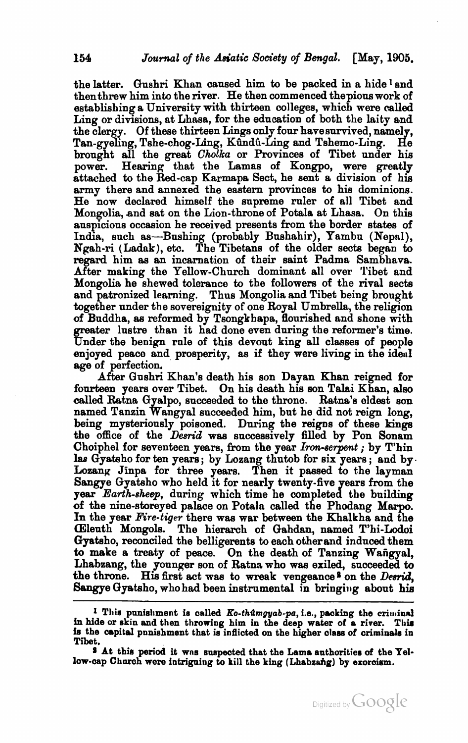the latter. Gushri Khan caused him to be packed in a hide[1] and then threw him into the river. He then commenced the pious work of establishing a University with thirteen colleges, which were called Ling or divisions, at Lhasa, for the education of both the laity and the clergy. Of these thirteen Lings only four have survived, namely, Tan-gyeling, Tshe-chog-Ling, Kûndû-Ling and Tshemo-Ling. He brought all the great *Cholka* or Provinces of Tibet under his power. Hearing that the Lamas of Kongpo, were greatly attached to the Red-cap Karmapa Sect, he sent a division of his army there and annexed the eastern provinces to his dominions. He now declared himself the supreme ruler of all Tibet and Mongolia, and sat on the Lion-throne of Potala at Lhasa. On this auspicious occasion he received presents from the border states of India, such as—Bushing (probably Bushahir), Yambu (Nepal), Ngah-ri (Ladak), etc. The Tibetans of the older sects began to regard him as an incarnation of their saint Padma Sambhava. After making the Yellow-Church dominant all over Tibet and Mongolia he shewed tolerance to the followers of the rival sects and patronized learning. Thus Mongolia and Tibet being brought together under the sovereignity of one Royal Umbrella, the religion of Buddha, as reformed by Tsongkhapa, flourished and shone with greater lustre than it had done even during the reformer's time. Under the benign rule of this devout king all classes of people enjoyed peace and prosperity, as if they were living in the ideal age of perfection.

After Gushri Khan's death his son Dayan Khan reigned for fourteen years over Tibet. On his death his son Talai Khan, also called Ratna Gyalpo, succeeded to the throne. Ratna's eldest son named Tanzin Wangyal succeeded him, but he did not reign long, being mysteriously poisoned. During the reigns of these kings the office of the *Desrid* was successively filled by Pon Sonam Choiphel for seventeen years, from the year *Iron-serpent*; by T'hin las Gyatsho for ten years; by Lozang thutob for six years; and by Lozang Jinpa for three years. Then it passed to the layman Sangye Gyatsho who held it for nearly twenty-five years from the year *Earth-sheep*, during which time he completed the building of the nine-storeyed palace on Potala called the Phodang Marpo. In the year *Fire-tiger* there was war between the Khalkha and the Œleuth Mongols. The hierarch of Gahdan, named T'hi-Lodoi Gyatsho, reconciled the belligerents to each other and induced them to make a treaty of peace. On the death of Tanzing Wañgyal, Lhabzang, the younger son of Ratna who was exiled, succeeded to the throne. His first act was to wreak vengeance[2] on the *Desrid*, Sangye Gyatsho, who had been instrumental in bringing about his

---

[1] This punishment is called *Ko-thûmgyab-pa*, i.e., packing the criminal in hide or skin and then throwing him into the deep water of a river. This is the capital punishment that is inflicted on the higher class of criminals in Tibet.

[2] At this period it was suspected that the Lama authorities of the Yellow-cap Church were intriguing to kill the king (Lhabzañg) by exorcism.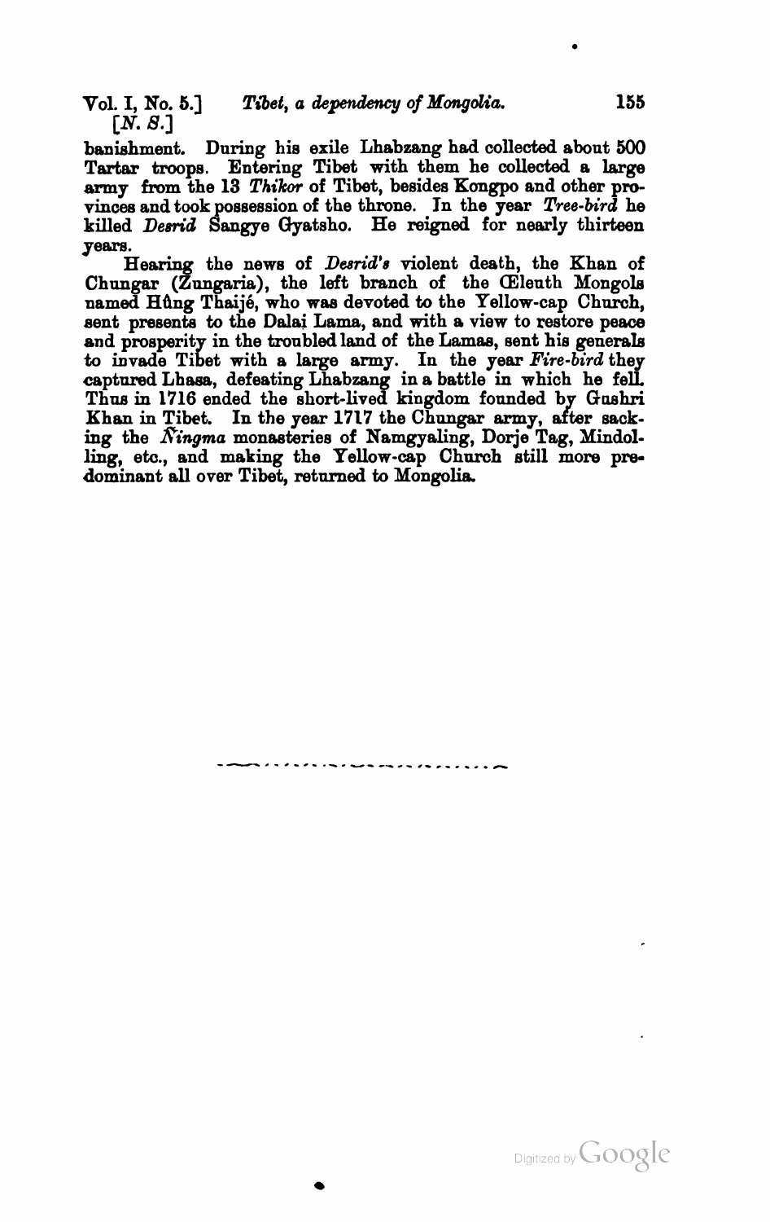banishment. During his exile Lhabzang had collected about 500 Tartar troops. Entering Tibet with them he collected a large army from the 13 *Thikor* of Tibet, besides Kongpo and other provinces and took possession of the throne. In the year *Tree-bird* he killed *Desrid* Sangye Gyatsho. He reigned for nearly thirteen years.

Hearing the news of *Desrid's* violent death, the Khan of Chungar (Zungaria), the left branch of the Œleuth Mongols named Hûng Thaijé, who was devoted to the Yellow-cap Church, sent presents to the Dalai Lama, and with a view to restore peace and prosperity in the troubled land of the Lamas, sent his generals to invade Tibet with a large army. In the year *Fire-bird* they captured Lhasa, defeating Lhabzang in a battle in which he fell. Thus in 1716 ended the short-lived kingdom founded by Gushri Khan in Tibet. In the year 1717 the Chungar army, after sacking the *Ñingma* monasteries of Namgyaling, Dorje Tag, Mindolling, etc., and making the Yellow-cap Church still more predominant all over Tibet, returned to Mongolia.